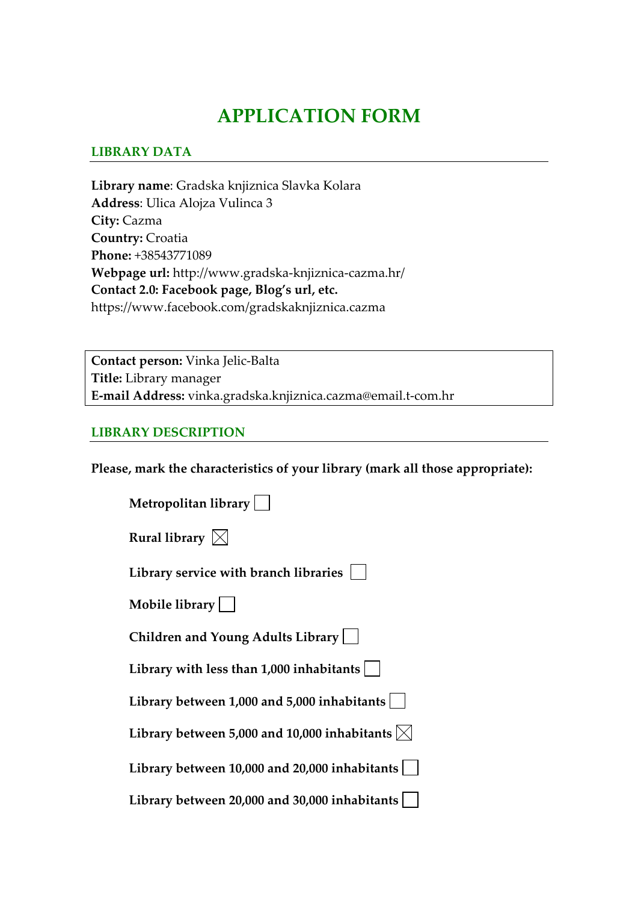# APPLICATION FORM

## LIBRARY DATA

**Library name**: Gradska knjiznica Slavka Kolara
**Address**: Ulica Alojza Vulinca 3
**City:** Cazma
**Country:** Croatia
**Phone:** +38543771089
**Webpage url:** http://www.gradska-knjiznica-cazma.hr/
**Contact 2.0: Facebook page, Blog's url, etc.**
https://www.facebook.com/gradskaknjiznica.cazma

**Contact person:** Vinka Jelic-Balta
**Title:** Library manager
**E-mail Address:** vinka.gradska.knjiznica.cazma@email.t-com.hr

## LIBRARY DESCRIPTION

**Please, mark the characteristics of your library (mark all those appropriate):**

- **Metropolitan library** ☐
- **Rural library** ☒
- **Library service with branch libraries** ☐
- **Mobile library** ☐
- **Children and Young Adults Library** ☐
- **Library with less than 1,000 inhabitants** ☐
- **Library between 1,000 and 5,000 inhabitants** ☐
- **Library between 5,000 and 10,000 inhabitants** ☒
- **Library between 10,000 and 20,000 inhabitants** ☐
- **Library between 20,000 and 30,000 inhabitants** ☐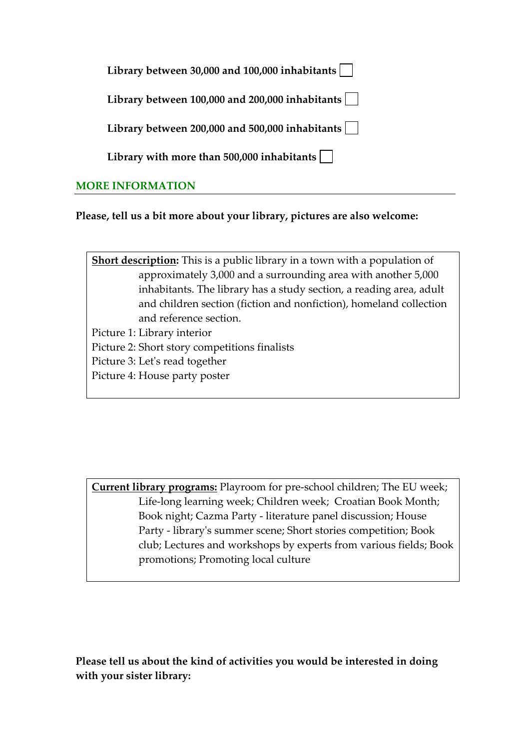**Library between 30,000 and 100,000 inhabitants** ☐

**Library between 100,000 and 200,000 inhabitants** ☐

**Library between 200,000 and 500,000 inhabitants** ☐

**Library with more than 500,000 inhabitants** ☐

## MORE INFORMATION

**Please, tell us a bit more about your library, pictures are also welcome:**

**Short description:** This is a public library in a town with a population of approximately 3,000 and a surrounding area with another 5,000 inhabitants. The library has a study section, a reading area, adult and children section (fiction and nonfiction), homeland collection and reference section.

Picture 1: Library interior

Picture 2: Short story competitions finalists

Picture 3: Let's read together

Picture 4: House party poster

**Current library programs:** Playroom for pre-school children; The EU week; Life-long learning week; Children week; Croatian Book Month; Book night; Cazma Party - literature panel discussion; House Party - library's summer scene; Short stories competition; Book club; Lectures and workshops by experts from various fields; Book promotions; Promoting local culture

**Please tell us about the kind of activities you would be interested in doing with your sister library:**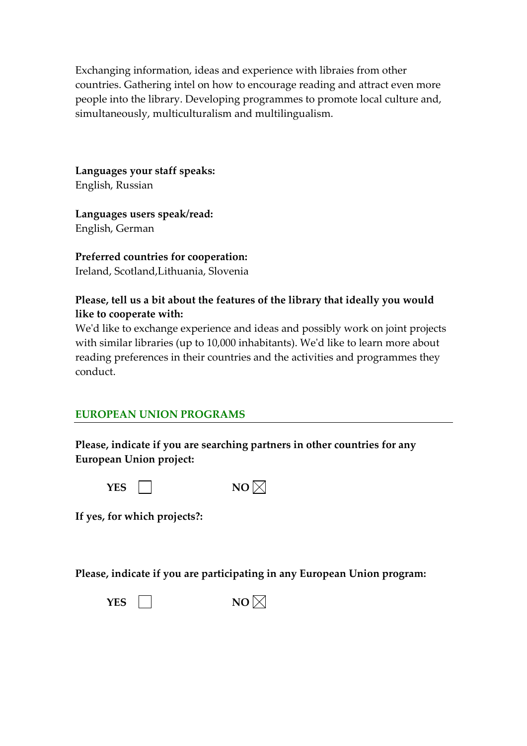Exchanging information, ideas and experience with libraies from other countries. Gathering intel on how to encourage reading and attract even more people into the library. Developing programmes to promote local culture and, simultaneously, multiculturalism and multilingualism.

**Languages your staff speaks:**
English, Russian

**Languages users speak/read:**
English, German

**Preferred countries for cooperation:**
Ireland, Scotland,Lithuania, Slovenia

**Please, tell us a bit about the features of the library that ideally you would like to cooperate with:**
We'd like to exchange experience and ideas and possibly work on joint projects with similar libraries (up to 10,000 inhabitants). We'd like to learn more about reading preferences in their countries and the activities and programmes they conduct.

## EUROPEAN UNION PROGRAMS

**Please, indicate if you are searching partners in other countries for any European Union project:**

**YES** ☐ **NO** ☒

**If yes, for which projects?:**

**Please, indicate if you are participating in any European Union program:**

**YES** ☐ **NO** ☒